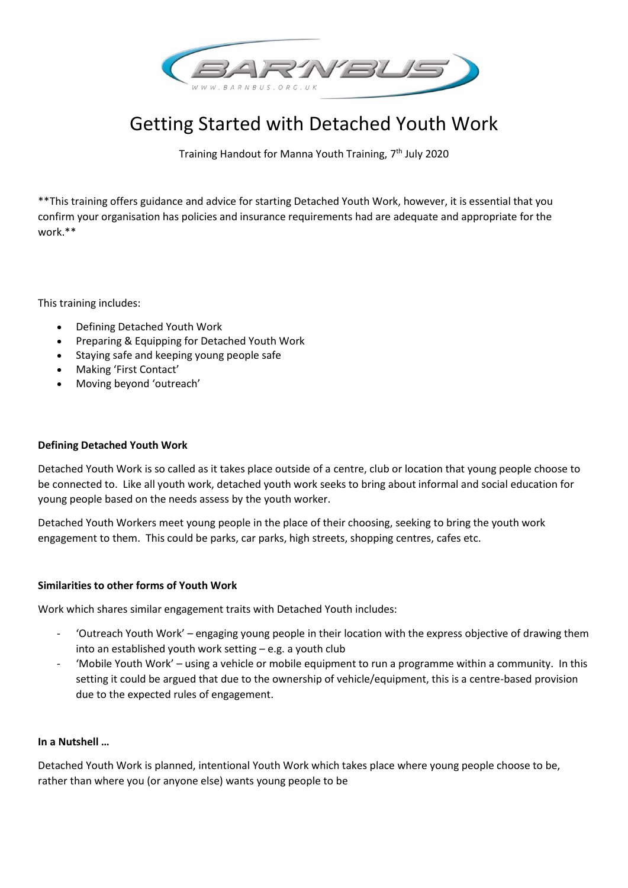# Getting Started with Detached Youth Work

Training Handout for Manna Youth Training, 7th July 2020

**This training offers guidance and advice for starting Detached Youth Work, however, it is essential that you confirm your organisation has policies and insurance requirements had are adequate and appropriate for the work.**

This training includes:

- Defining Detached Youth Work
- Preparing & Equipping for Detached Youth Work
- Staying safe and keeping young people safe
- Making 'First Contact'
- Moving beyond 'outreach'

**Defining Detached Youth Work**

Detached Youth Work is so called as it takes place outside of a centre, club or location that young people choose to be connected to. Like all youth work, detached youth work seeks to bring about informal and social education for young people based on the needs assess by the youth worker.

Detached Youth Workers meet young people in the place of their choosing, seeking to bring the youth work engagement to them. This could be parks, car parks, high streets, shopping centres, cafes etc.

**Similarities to other forms of Youth Work**

Work which shares similar engagement traits with Detached Youth includes:

- 'Outreach Youth Work' – engaging young people in their location with the express objective of drawing them into an established youth work setting – e.g. a youth club
- 'Mobile Youth Work' – using a vehicle or mobile equipment to run a programme within a community. In this setting it could be argued that due to the ownership of vehicle/equipment, this is a centre-based provision due to the expected rules of engagement.

**In a Nutshell …**

Detached Youth Work is planned, intentional Youth Work which takes place where young people choose to be, rather than where you (or anyone else) wants young people to be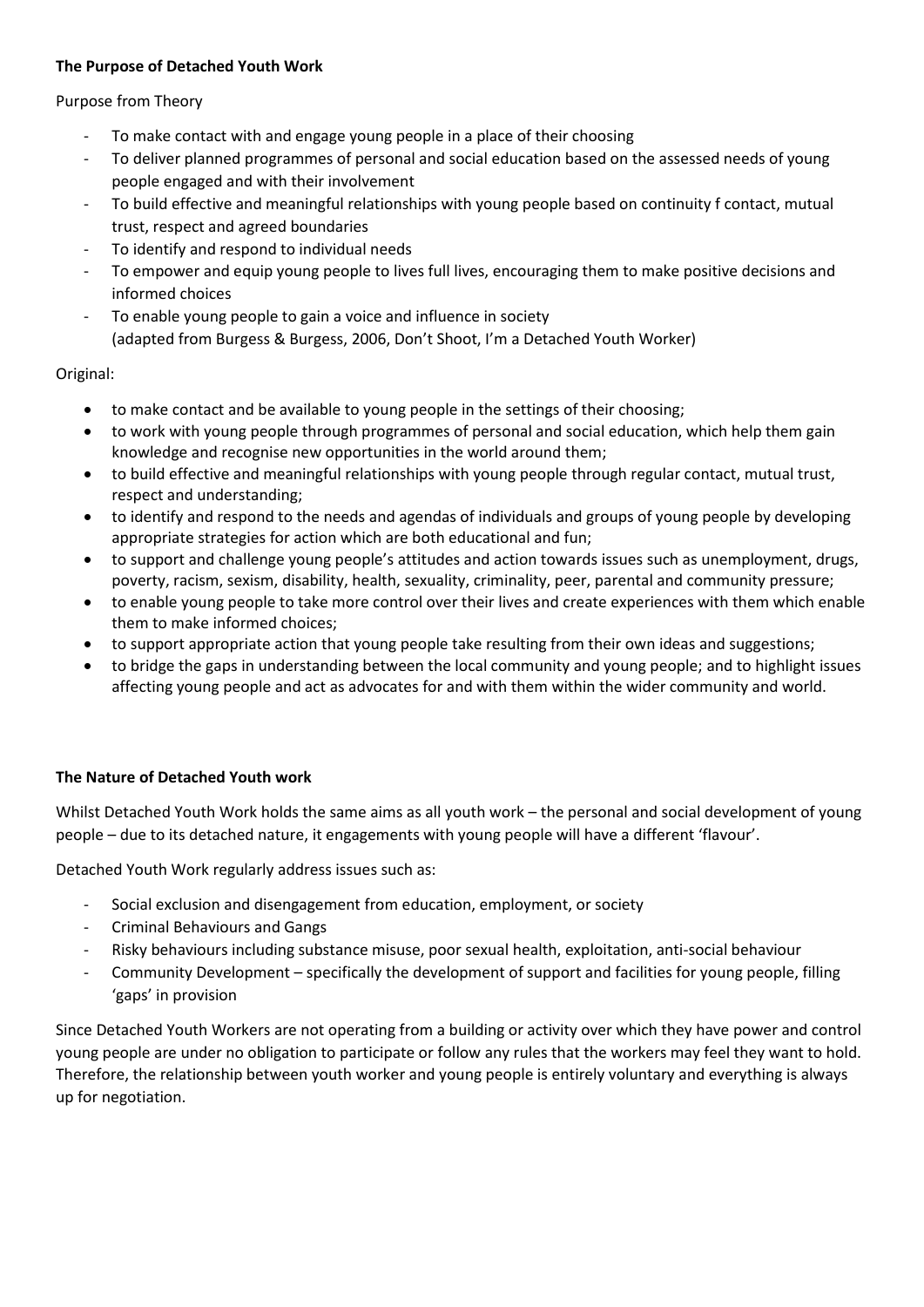**The Purpose of Detached Youth Work**

Purpose from Theory

- To make contact with and engage young people in a place of their choosing
- To deliver planned programmes of personal and social education based on the assessed needs of young people engaged and with their involvement
- To build effective and meaningful relationships with young people based on continuity f contact, mutual trust, respect and agreed boundaries
- To identify and respond to individual needs
- To empower and equip young people to lives full lives, encouraging them to make positive decisions and informed choices
- To enable young people to gain a voice and influence in society
  (adapted from Burgess & Burgess, 2006, Don't Shoot, I'm a Detached Youth Worker)

Original:

- to make contact and be available to young people in the settings of their choosing;
- to work with young people through programmes of personal and social education, which help them gain knowledge and recognise new opportunities in the world around them;
- to build effective and meaningful relationships with young people through regular contact, mutual trust, respect and understanding;
- to identify and respond to the needs and agendas of individuals and groups of young people by developing appropriate strategies for action which are both educational and fun;
- to support and challenge young people's attitudes and action towards issues such as unemployment, drugs, poverty, racism, sexism, disability, health, sexuality, criminality, peer, parental and community pressure;
- to enable young people to take more control over their lives and create experiences with them which enable them to make informed choices;
- to support appropriate action that young people take resulting from their own ideas and suggestions;
- to bridge the gaps in understanding between the local community and young people; and to highlight issues affecting young people and act as advocates for and with them within the wider community and world.

**The Nature of Detached Youth work**

Whilst Detached Youth Work holds the same aims as all youth work – the personal and social development of young people – due to its detached nature, it engagements with young people will have a different 'flavour'.

Detached Youth Work regularly address issues such as:

- Social exclusion and disengagement from education, employment, or society
- Criminal Behaviours and Gangs
- Risky behaviours including substance misuse, poor sexual health, exploitation, anti-social behaviour
- Community Development – specifically the development of support and facilities for young people, filling 'gaps' in provision

Since Detached Youth Workers are not operating from a building or activity over which they have power and control young people are under no obligation to participate or follow any rules that the workers may feel they want to hold. Therefore, the relationship between youth worker and young people is entirely voluntary and everything is always up for negotiation.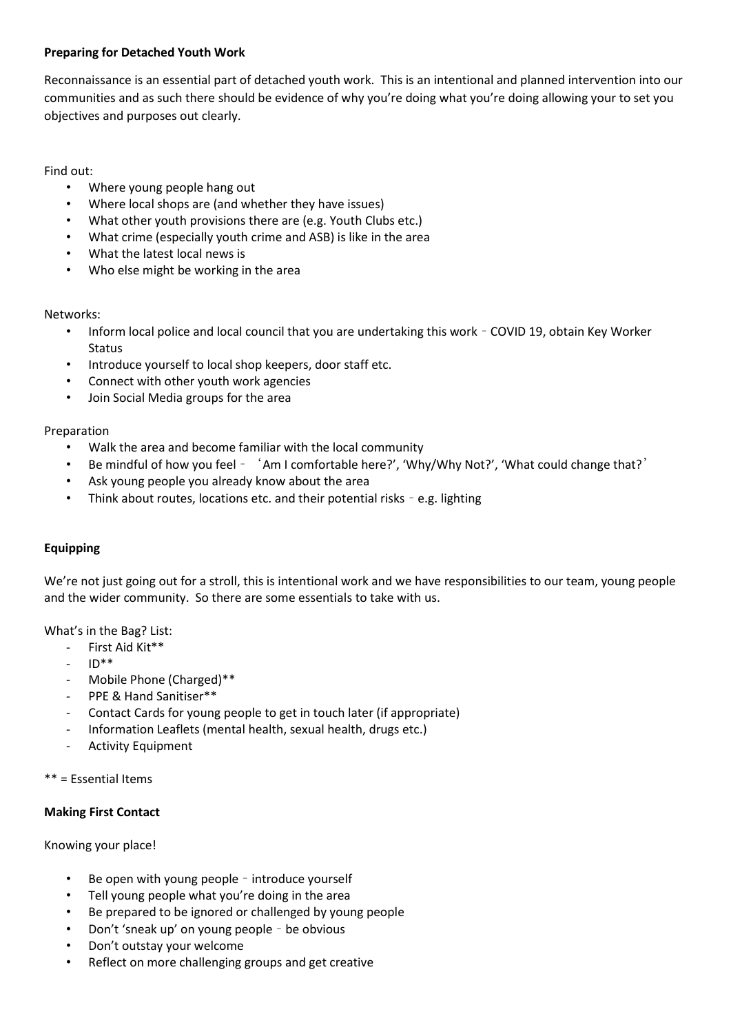**Preparing for Detached Youth Work**

Reconnaissance is an essential part of detached youth work. This is an intentional and planned intervention into our communities and as such there should be evidence of why you're doing what you're doing allowing your to set you objectives and purposes out clearly.

Find out:

- Where young people hang out
- Where local shops are (and whether they have issues)
- What other youth provisions there are (e.g. Youth Clubs etc.)
- What crime (especially youth crime and ASB) is like in the area
- What the latest local news is
- Who else might be working in the area

Networks:

- Inform local police and local council that you are undertaking this work – COVID 19, obtain Key Worker Status
- Introduce yourself to local shop keepers, door staff etc.
- Connect with other youth work agencies
- Join Social Media groups for the area

Preparation

- Walk the area and become familiar with the local community
- Be mindful of how you feel – 'Am I comfortable here?', 'Why/Why Not?', 'What could change that?'
- Ask young people you already know about the area
- Think about routes, locations etc. and their potential risks – e.g. lighting

**Equipping**

We're not just going out for a stroll, this is intentional work and we have responsibilities to our team, young people and the wider community. So there are some essentials to take with us.

What's in the Bag? List:

- First Aid Kit**
- ID**
- Mobile Phone (Charged)**
- PPE & Hand Sanitiser**
- Contact Cards for young people to get in touch later (if appropriate)
- Information Leaflets (mental health, sexual health, drugs etc.)
- Activity Equipment

** = Essential Items

**Making First Contact**

Knowing your place!

- Be open with young people – introduce yourself
- Tell young people what you're doing in the area
- Be prepared to be ignored or challenged by young people
- Don't 'sneak up' on young people – be obvious
- Don't outstay your welcome
- Reflect on more challenging groups and get creative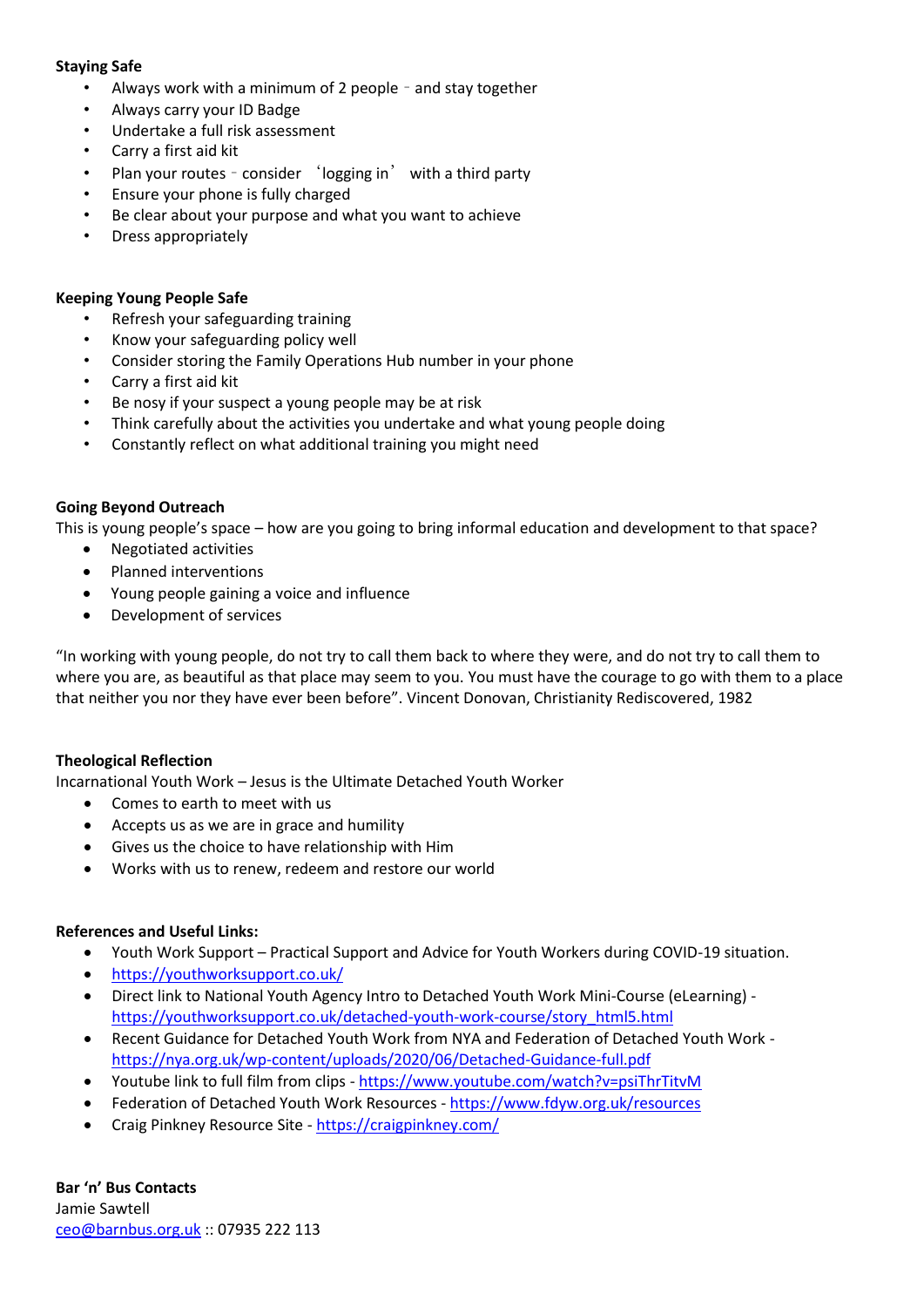**Staying Safe**

- Always work with a minimum of 2 people ‐ and stay together
- Always carry your ID Badge
- Undertake a full risk assessment
- Carry a first aid kit
- Plan your routes ‐ consider ‘logging in’ with a third party
- Ensure your phone is fully charged
- Be clear about your purpose and what you want to achieve
- Dress appropriately

**Keeping Young People Safe**

- Refresh your safeguarding training
- Know your safeguarding policy well
- Consider storing the Family Operations Hub number in your phone
- Carry a first aid kit
- Be nosy if your suspect a young people may be at risk
- Think carefully about the activities you undertake and what young people doing
- Constantly reflect on what additional training you might need

**Going Beyond Outreach**

This is young people's space – how are you going to bring informal education and development to that space?

- Negotiated activities
- Planned interventions
- Young people gaining a voice and influence
- Development of services

"In working with young people, do not try to call them back to where they were, and do not try to call them to where you are, as beautiful as that place may seem to you. You must have the courage to go with them to a place that neither you nor they have ever been before". Vincent Donovan, Christianity Rediscovered, 1982

**Theological Reflection**

Incarnational Youth Work – Jesus is the Ultimate Detached Youth Worker

- Comes to earth to meet with us
- Accepts us as we are in grace and humility
- Gives us the choice to have relationship with Him
- Works with us to renew, redeem and restore our world

**References and Useful Links:**

- Youth Work Support – Practical Support and Advice for Youth Workers during COVID-19 situation.
- https://youthworksupport.co.uk/
- Direct link to National Youth Agency Intro to Detached Youth Work Mini-Course (eLearning) - https://youthworksupport.co.uk/detached-youth-work-course/story_html5.html
- Recent Guidance for Detached Youth Work from NYA and Federation of Detached Youth Work - https://nya.org.uk/wp-content/uploads/2020/06/Detached-Guidance-full.pdf
- Youtube link to full film from clips - https://www.youtube.com/watch?v=psiThrTitvM
- Federation of Detached Youth Work Resources - https://www.fdyw.org.uk/resources
- Craig Pinkney Resource Site - https://craigpinkney.com/

**Bar 'n' Bus Contacts**

Jamie Sawtell
ceo@barnbus.org.uk :: 07935 222 113